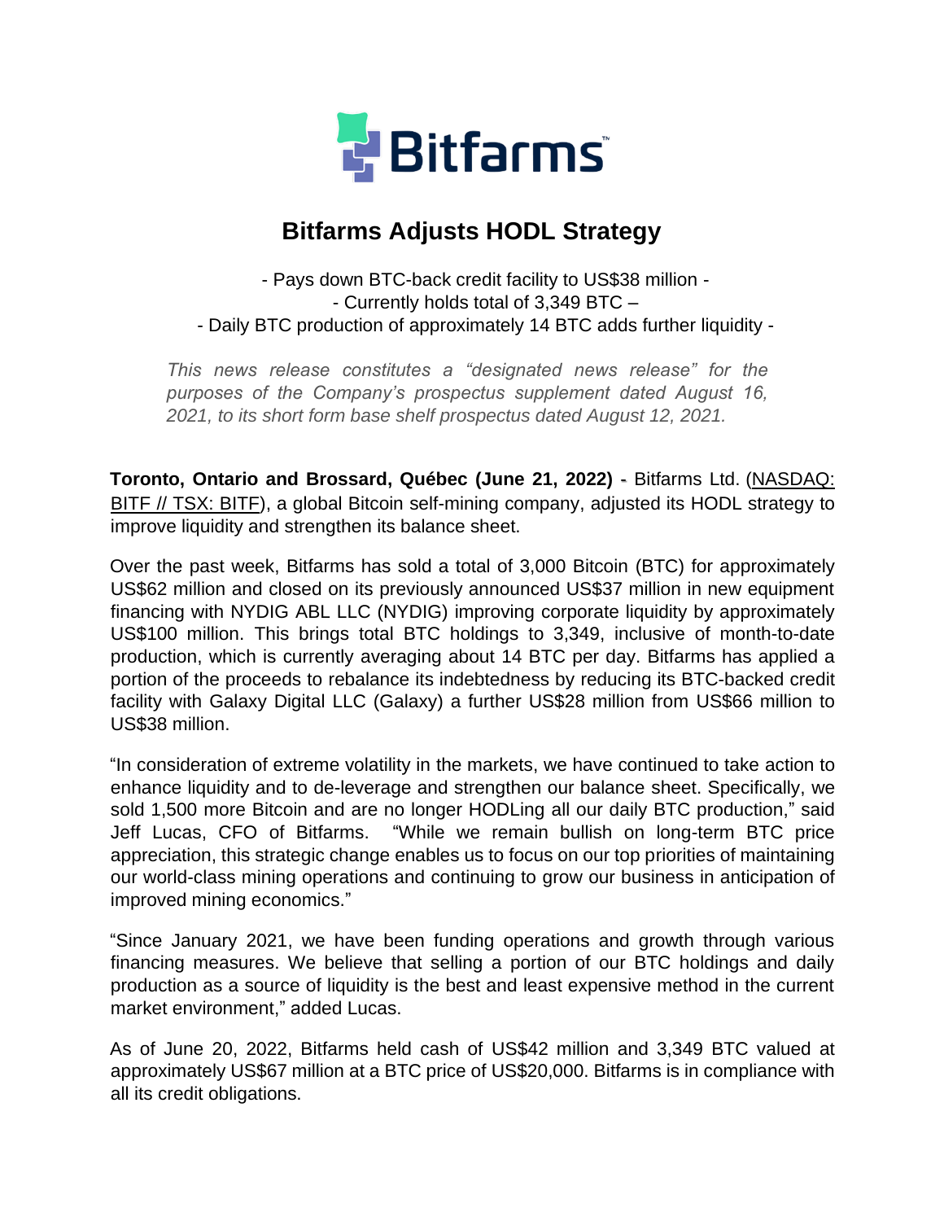# Bitfarms Adjusts HODL Strategy

- Pays down BTC-back credit facility to US$38 million -
- Currently holds total of 3,349 BTC –
- Daily BTC production of approximately 14 BTC adds further liquidity -

*This news release constitutes a "designated news release" for the purposes of the Company's prospectus supplement dated August 16, 2021, to its short form base shelf prospectus dated August 12, 2021.*

**Toronto, Ontario and Brossard, Québec (June 21, 2022)** - Bitfarms Ltd. (NASDAQ: BITF // TSX: BITF), a global Bitcoin self-mining company, adjusted its HODL strategy to improve liquidity and strengthen its balance sheet.

Over the past week, Bitfarms has sold a total of 3,000 Bitcoin (BTC) for approximately US$62 million and closed on its previously announced US$37 million in new equipment financing with NYDIG ABL LLC (NYDIG) improving corporate liquidity by approximately US$100 million. This brings total BTC holdings to 3,349, inclusive of month-to-date production, which is currently averaging about 14 BTC per day. Bitfarms has applied a portion of the proceeds to rebalance its indebtedness by reducing its BTC-backed credit facility with Galaxy Digital LLC (Galaxy) a further US$28 million from US$66 million to US$38 million.

"In consideration of extreme volatility in the markets, we have continued to take action to enhance liquidity and to de-leverage and strengthen our balance sheet. Specifically, we sold 1,500 more Bitcoin and are no longer HODLing all our daily BTC production," said Jeff Lucas, CFO of Bitfarms. "While we remain bullish on long-term BTC price appreciation, this strategic change enables us to focus on our top priorities of maintaining our world-class mining operations and continuing to grow our business in anticipation of improved mining economics."

"Since January 2021, we have been funding operations and growth through various financing measures. We believe that selling a portion of our BTC holdings and daily production as a source of liquidity is the best and least expensive method in the current market environment," added Lucas.

As of June 20, 2022, Bitfarms held cash of US$42 million and 3,349 BTC valued at approximately US$67 million at a BTC price of US$20,000. Bitfarms is in compliance with all its credit obligations.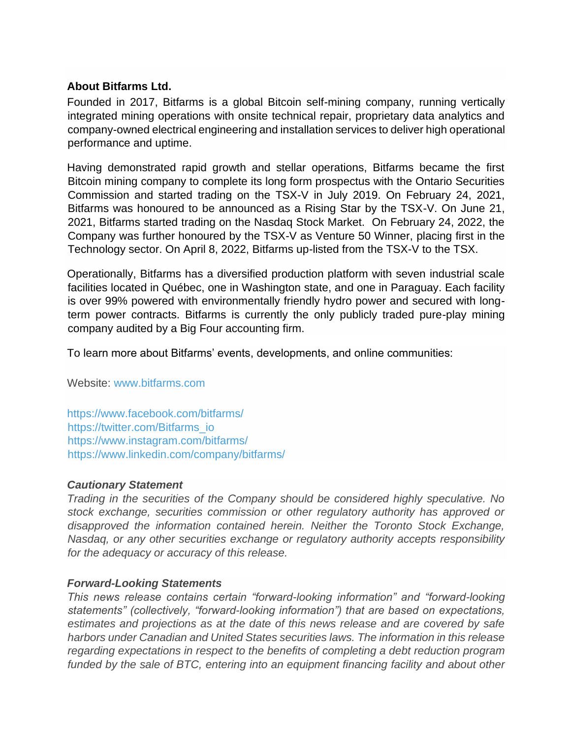**About Bitfarms Ltd.**

Founded in 2017, Bitfarms is a global Bitcoin self-mining company, running vertically integrated mining operations with onsite technical repair, proprietary data analytics and company-owned electrical engineering and installation services to deliver high operational performance and uptime.

Having demonstrated rapid growth and stellar operations, Bitfarms became the first Bitcoin mining company to complete its long form prospectus with the Ontario Securities Commission and started trading on the TSX-V in July 2019. On February 24, 2021, Bitfarms was honoured to be announced as a Rising Star by the TSX-V. On June 21, 2021, Bitfarms started trading on the Nasdaq Stock Market. On February 24, 2022, the Company was further honoured by the TSX-V as Venture 50 Winner, placing first in the Technology sector. On April 8, 2022, Bitfarms up-listed from the TSX-V to the TSX.

Operationally, Bitfarms has a diversified production platform with seven industrial scale facilities located in Québec, one in Washington state, and one in Paraguay. Each facility is over 99% powered with environmentally friendly hydro power and secured with long-term power contracts. Bitfarms is currently the only publicly traded pure-play mining company audited by a Big Four accounting firm.

To learn more about Bitfarms' events, developments, and online communities:

Website: www.bitfarms.com

https://www.facebook.com/bitfarms/
https://twitter.com/Bitfarms_io
https://www.instagram.com/bitfarms/
https://www.linkedin.com/company/bitfarms/

***Cautionary Statement***

*Trading in the securities of the Company should be considered highly speculative. No stock exchange, securities commission or other regulatory authority has approved or disapproved the information contained herein. Neither the Toronto Stock Exchange, Nasdaq, or any other securities exchange or regulatory authority accepts responsibility for the adequacy or accuracy of this release.*

***Forward-Looking Statements***

*This news release contains certain "forward-looking information" and "forward-looking statements" (collectively, "forward-looking information") that are based on expectations, estimates and projections as at the date of this news release and are covered by safe harbors under Canadian and United States securities laws. The information in this release regarding expectations in respect to the benefits of completing a debt reduction program funded by the sale of BTC, entering into an equipment financing facility and about other*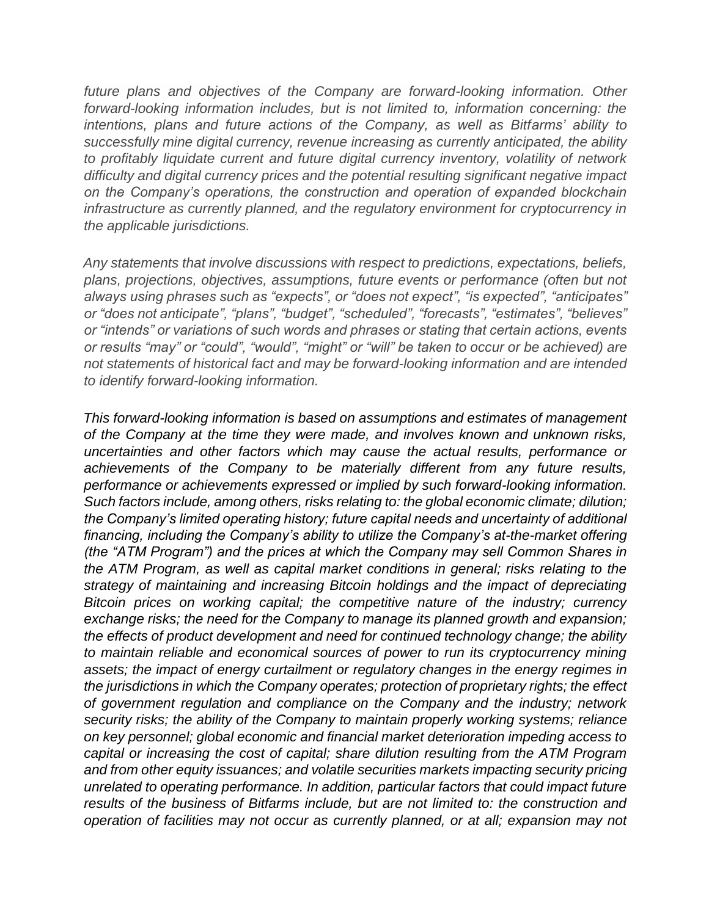*future plans and objectives of the Company are forward-looking information. Other forward-looking information includes, but is not limited to, information concerning: the intentions, plans and future actions of the Company, as well as Bitfarms' ability to successfully mine digital currency, revenue increasing as currently anticipated, the ability to profitably liquidate current and future digital currency inventory, volatility of network difficulty and digital currency prices and the potential resulting significant negative impact on the Company's operations, the construction and operation of expanded blockchain infrastructure as currently planned, and the regulatory environment for cryptocurrency in the applicable jurisdictions.*

*Any statements that involve discussions with respect to predictions, expectations, beliefs, plans, projections, objectives, assumptions, future events or performance (often but not always using phrases such as "expects", or "does not expect", "is expected", "anticipates" or "does not anticipate", "plans", "budget", "scheduled", "forecasts", "estimates", "believes" or "intends" or variations of such words and phrases or stating that certain actions, events or results "may" or "could", "would", "might" or "will" be taken to occur or be achieved) are not statements of historical fact and may be forward-looking information and are intended to identify forward-looking information.*

*This forward-looking information is based on assumptions and estimates of management of the Company at the time they were made, and involves known and unknown risks, uncertainties and other factors which may cause the actual results, performance or achievements of the Company to be materially different from any future results, performance or achievements expressed or implied by such forward-looking information. Such factors include, among others, risks relating to: the global economic climate; dilution; the Company's limited operating history; future capital needs and uncertainty of additional financing, including the Company's ability to utilize the Company's at-the-market offering (the "ATM Program") and the prices at which the Company may sell Common Shares in the ATM Program, as well as capital market conditions in general; risks relating to the strategy of maintaining and increasing Bitcoin holdings and the impact of depreciating Bitcoin prices on working capital; the competitive nature of the industry; currency exchange risks; the need for the Company to manage its planned growth and expansion; the effects of product development and need for continued technology change; the ability to maintain reliable and economical sources of power to run its cryptocurrency mining assets; the impact of energy curtailment or regulatory changes in the energy regimes in the jurisdictions in which the Company operates; protection of proprietary rights; the effect of government regulation and compliance on the Company and the industry; network security risks; the ability of the Company to maintain properly working systems; reliance on key personnel; global economic and financial market deterioration impeding access to capital or increasing the cost of capital; share dilution resulting from the ATM Program and from other equity issuances; and volatile securities markets impacting security pricing unrelated to operating performance. In addition, particular factors that could impact future results of the business of Bitfarms include, but are not limited to: the construction and operation of facilities may not occur as currently planned, or at all; expansion may not*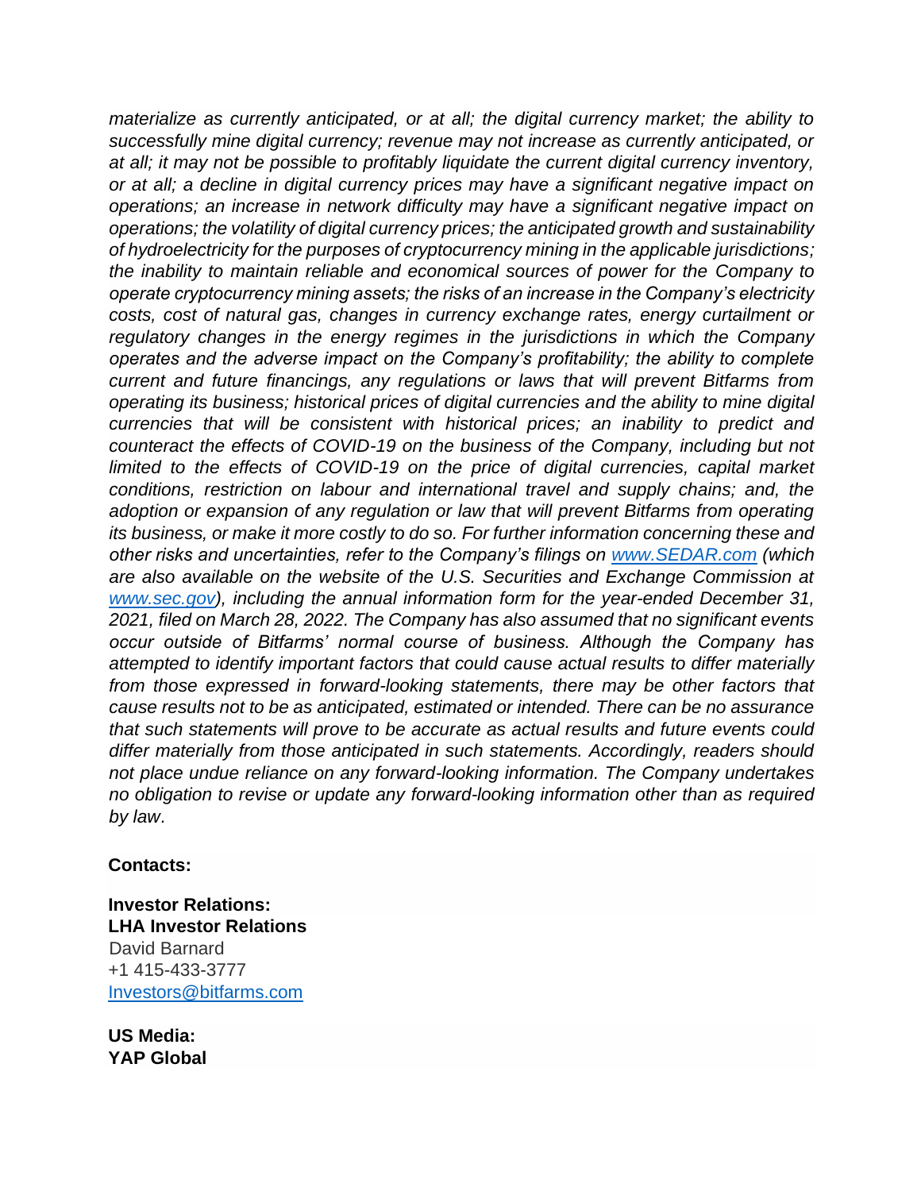*materialize as currently anticipated, or at all; the digital currency market; the ability to successfully mine digital currency; revenue may not increase as currently anticipated, or at all; it may not be possible to profitably liquidate the current digital currency inventory, or at all; a decline in digital currency prices may have a significant negative impact on operations; an increase in network difficulty may have a significant negative impact on operations; the volatility of digital currency prices; the anticipated growth and sustainability of hydroelectricity for the purposes of cryptocurrency mining in the applicable jurisdictions; the inability to maintain reliable and economical sources of power for the Company to operate cryptocurrency mining assets; the risks of an increase in the Company's electricity costs, cost of natural gas, changes in currency exchange rates, energy curtailment or regulatory changes in the energy regimes in the jurisdictions in which the Company operates and the adverse impact on the Company's profitability; the ability to complete current and future financings, any regulations or laws that will prevent Bitfarms from operating its business; historical prices of digital currencies and the ability to mine digital currencies that will be consistent with historical prices; an inability to predict and counteract the effects of COVID-19 on the business of the Company, including but not limited to the effects of COVID-19 on the price of digital currencies, capital market conditions, restriction on labour and international travel and supply chains; and, the adoption or expansion of any regulation or law that will prevent Bitfarms from operating its business, or make it more costly to do so. For further information concerning these and other risks and uncertainties, refer to the Company's filings on [www.SEDAR.com](http://www.SEDAR.com) (which are also available on the website of the U.S. Securities and Exchange Commission at [www.sec.gov](http://www.sec.gov)), including the annual information form for the year-ended December 31, 2021, filed on March 28, 2022. The Company has also assumed that no significant events occur outside of Bitfarms' normal course of business. Although the Company has attempted to identify important factors that could cause actual results to differ materially from those expressed in forward-looking statements, there may be other factors that cause results not to be as anticipated, estimated or intended. There can be no assurance that such statements will prove to be accurate as actual results and future events could differ materially from those anticipated in such statements. Accordingly, readers should not place undue reliance on any forward-looking information. The Company undertakes no obligation to revise or update any forward-looking information other than as required by law*.

**Contacts:**

**Investor Relations:**
**LHA Investor Relations**
David Barnard
+1 415-433-3777
[Investors@bitfarms.com](mailto:Investors@bitfarms.com)

**US Media:**
**YAP Global**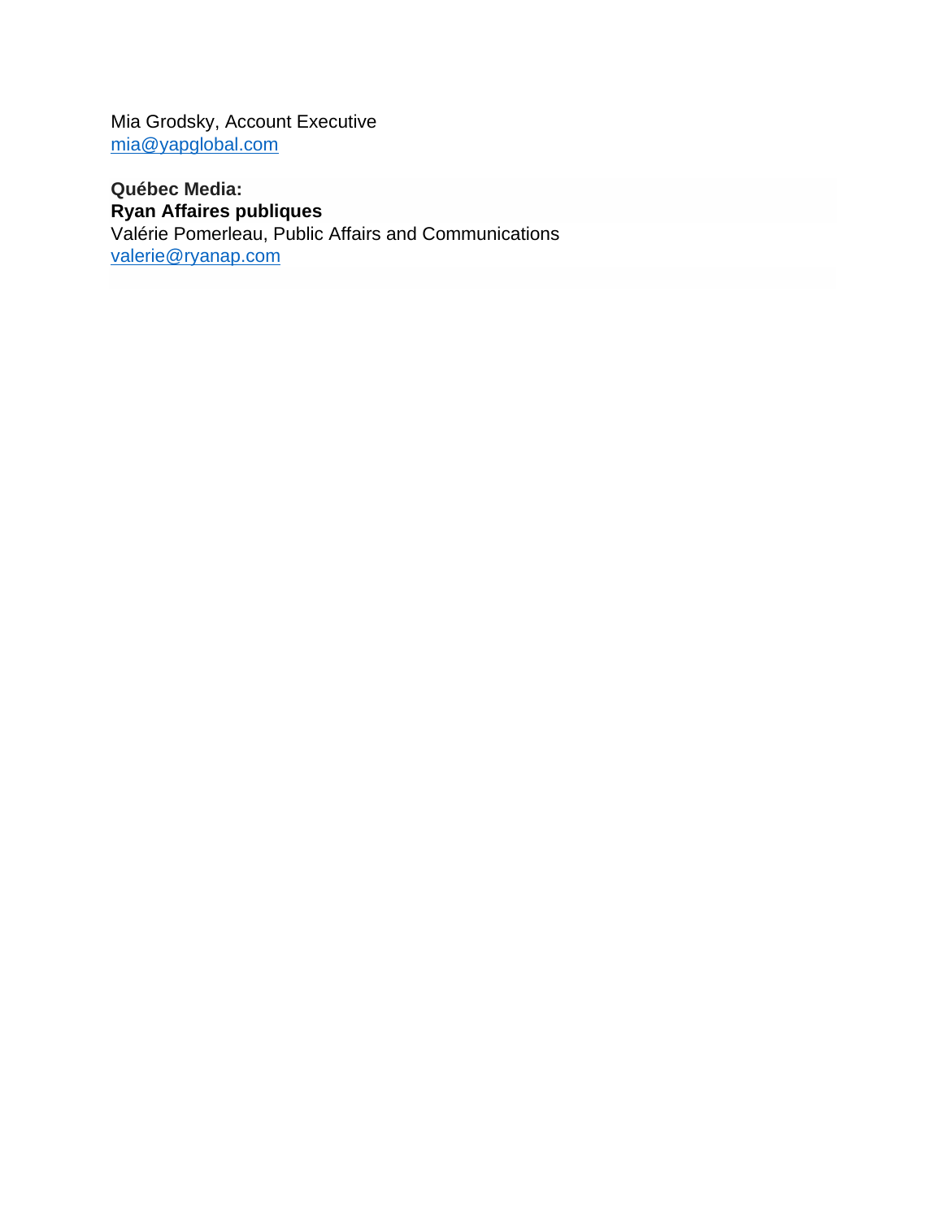Mia Grodsky, Account Executive
mia@yapglobal.com

**Québec Media:**
**Ryan Affaires publiques**
Valérie Pomerleau, Public Affairs and Communications
valerie@ryanap.com